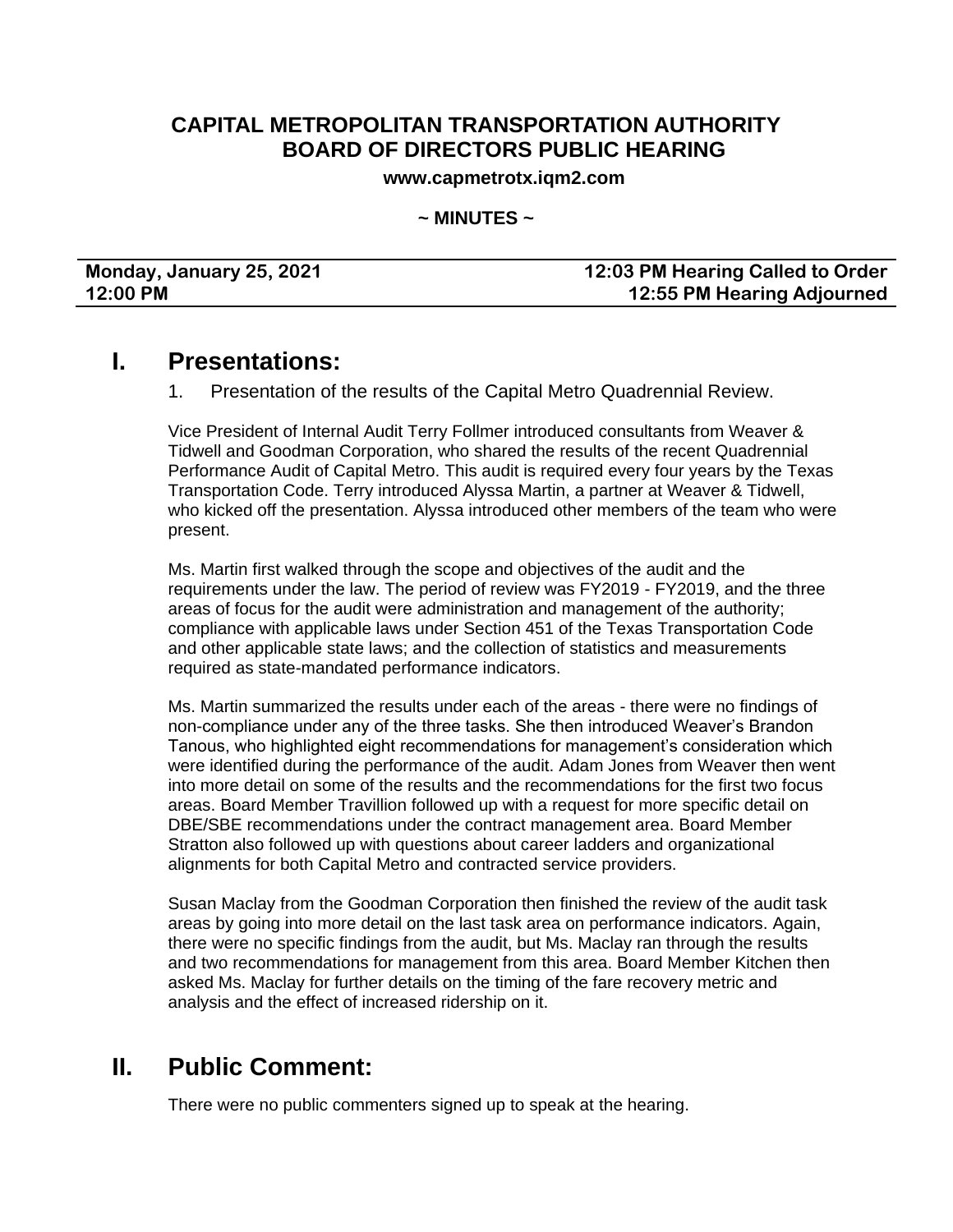# CAPITAL METROPOLITAN TRANSPORTATION AUTHORITY
# BOARD OF DIRECTORS PUBLIC HEARING

**www.capmetrotx.iqm2.com**

**~ MINUTES ~**

| **Monday, January 25, 2021** | **12:03 PM Hearing Called to Order** |
|---|---|
| **12:00 PM** | **12:55 PM Hearing Adjourned** |

## I. Presentations:

1. Presentation of the results of the Capital Metro Quadrennial Review.

Vice President of Internal Audit Terry Follmer introduced consultants from Weaver & Tidwell and Goodman Corporation, who shared the results of the recent Quadrennial Performance Audit of Capital Metro. This audit is required every four years by the Texas Transportation Code. Terry introduced Alyssa Martin, a partner at Weaver & Tidwell, who kicked off the presentation. Alyssa introduced other members of the team who were present.

Ms. Martin first walked through the scope and objectives of the audit and the requirements under the law. The period of review was FY2019 - FY2019, and the three areas of focus for the audit were administration and management of the authority; compliance with applicable laws under Section 451 of the Texas Transportation Code and other applicable state laws; and the collection of statistics and measurements required as state-mandated performance indicators.

Ms. Martin summarized the results under each of the areas - there were no findings of non-compliance under any of the three tasks. She then introduced Weaver's Brandon Tanous, who highlighted eight recommendations for management's consideration which were identified during the performance of the audit. Adam Jones from Weaver then went into more detail on some of the results and the recommendations for the first two focus areas. Board Member Travillion followed up with a request for more specific detail on DBE/SBE recommendations under the contract management area. Board Member Stratton also followed up with questions about career ladders and organizational alignments for both Capital Metro and contracted service providers.

Susan Maclay from the Goodman Corporation then finished the review of the audit task areas by going into more detail on the last task area on performance indicators. Again, there were no specific findings from the audit, but Ms. Maclay ran through the results and two recommendations for management from this area. Board Member Kitchen then asked Ms. Maclay for further details on the timing of the fare recovery metric and analysis and the effect of increased ridership on it.

## II. Public Comment:

There were no public commenters signed up to speak at the hearing.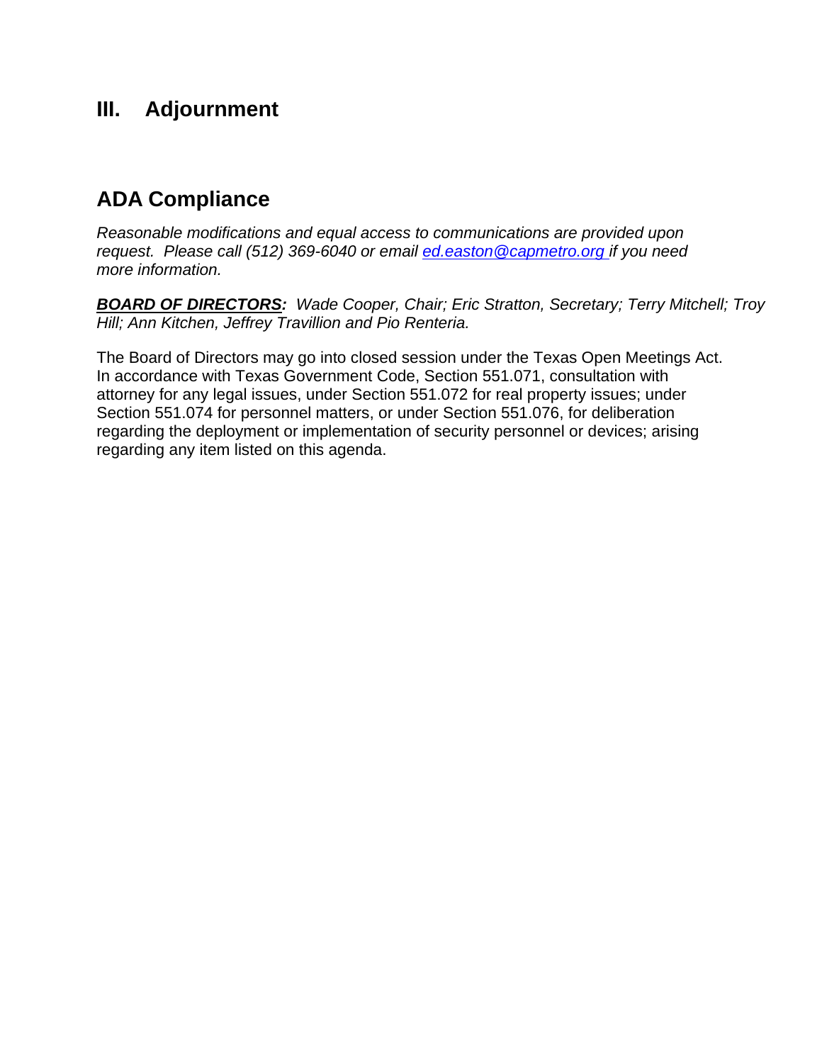## III. Adjournment

## ADA Compliance

*Reasonable modifications and equal access to communications are provided upon request. Please call (512) 369-6040 or email ed.easton@capmetro.org if you need more information.*

***BOARD OF DIRECTORS:*** *Wade Cooper, Chair; Eric Stratton, Secretary; Terry Mitchell; Troy Hill; Ann Kitchen, Jeffrey Travillion and Pio Renteria.*

The Board of Directors may go into closed session under the Texas Open Meetings Act. In accordance with Texas Government Code, Section 551.071, consultation with attorney for any legal issues, under Section 551.072 for real property issues; under Section 551.074 for personnel matters, or under Section 551.076, for deliberation regarding the deployment or implementation of security personnel or devices; arising regarding any item listed on this agenda.